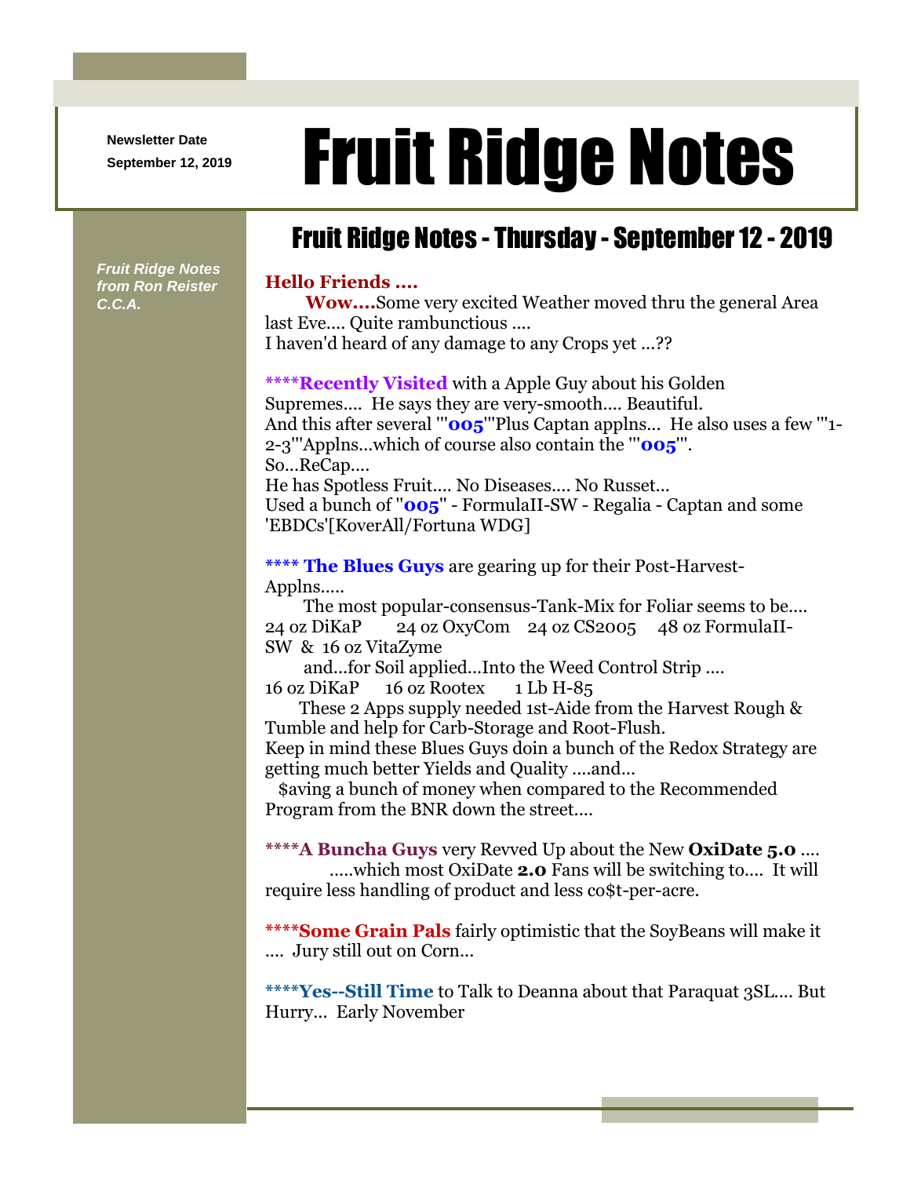Newsletter Date
September 12, 2019

# Fruit Ridge Notes

*Fruit Ridge Notes from Ron Reister C.C.A.*

## Fruit Ridge Notes - Thursday - September 12 - 2019

**Hello Friends ....**

**Wow....**Some very excited Weather moved thru the general Area last Eve.... Quite rambunctious ....
I haven'd heard of any damage to any Crops yet ...??

****Recently Visited** with a Apple Guy about his Golden Supremes.... He says they are very-smooth.... Beautiful.
And this after several '"**005**"'Plus Captan applns... He also uses a few '"1-2-3"'Applns...which of course also contain the '"**005**"'.
So...ReCap....
He has Spotless Fruit.... No Diseases.... No Russet...
Used a bunch of "**005**" - FormulaII-SW - Regalia - Captan and some 'EBDCs'[KoverAll/Fortuna WDG]

**** **The Blues Guys** are gearing up for their Post-Harvest-Applns.....
The most popular-consensus-Tank-Mix for Foliar seems to be....
24 oz DiKaP 24 oz OxyCom 24 oz CS2005 48 oz FormulaII-SW & 16 oz VitaZyme
and...for Soil applied...Into the Weed Control Strip ....
16 oz DiKaP 16 oz Rootex 1 Lb H-85
These 2 Apps supply needed 1st-Aide from the Harvest Rough & Tumble and help for Carb-Storage and Root-Flush.
Keep in mind these Blues Guys doin a bunch of the Redox Strategy are getting much better Yields and Quality ....and...
$aving a bunch of money when compared to the Recommended Program from the BNR down the street....

****A Buncha Guys** very Revved Up about the New **OxiDate 5.0** ....
.....which most OxiDate **2.0** Fans will be switching to.... It will require less handling of product and less co$t-per-acre.

****Some Grain Pals** fairly optimistic that the SoyBeans will make it .... Jury still out on Corn...

****Yes--Still Time** to Talk to Deanna about that Paraquat 3SL.... But Hurry... Early November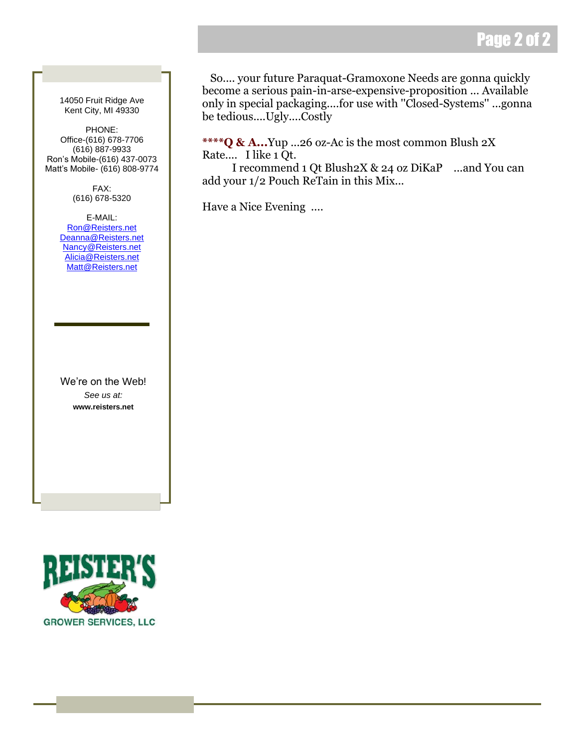14050 Fruit Ridge Ave
Kent City, MI 49330

PHONE:
Office-(616) 678-7706
(616) 887-9933
Ron's Mobile-(616) 437-0073
Matt's Mobile- (616) 808-9774

FAX:
(616) 678-5320

E-MAIL:
Ron@Reisters.net
Deanna@Reisters.net
Nancy@Reisters.net
Alicia@Reisters.net
Matt@Reisters.net

We're on the Web!
*See us at:*
**www.reisters.net**

So.... your future Paraquat-Gramoxone Needs are gonna quickly become a serious pain-in-arse-expensive-proposition ... Available only in special packaging....for use with "Closed-Systems" ...gonna be tedious....Ugly....Costly

**\*\*\*\*Q & A...**Yup ...26 oz-Ac is the most common Blush 2X Rate.... I like 1 Qt.

I recommend 1 Qt Blush2X & 24 oz DiKaP ...and You can add your 1/2 Pouch ReTain in this Mix...

Have a Nice Evening ....

REISTER'S
GROWER SERVICES, LLC